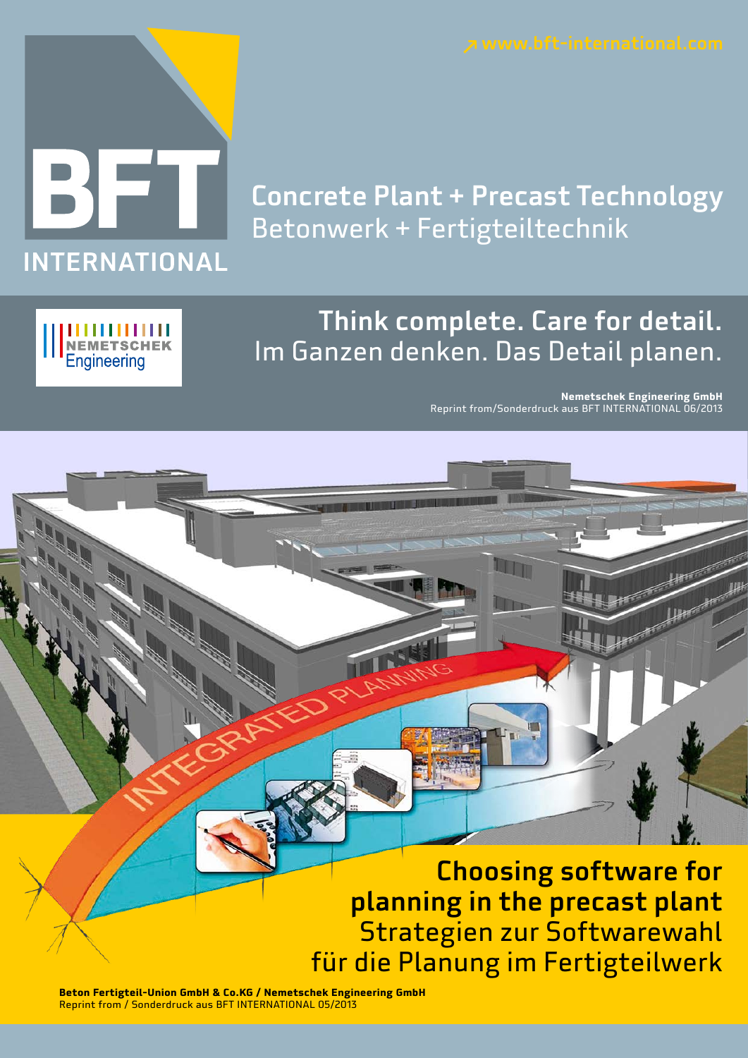↗ www.bft-international.com

# BFT INTERNATIONAL

## Concrete Plant + Precast Technology
Betonwerk + Fertigteiltechnik

NEMETSCHEK Engineering

## Think complete. Care for detail.
Im Ganzen denken. Das Detail planen.

**Nemetschek Engineering GmbH**
Reprint from/Sonderdruck aus BFT INTERNATIONAL 06/2013

INTEGRATED PLANNING

# Choosing software for planning in the precast plant
Strategien zur Softwarewahl für die Planung im Fertigteilwerk

**Beton Fertigteil-Union GmbH & Co.KG / Nemetschek Engineering GmbH**
Reprint from / Sonderdruck aus BFT INTERNATIONAL 05/2013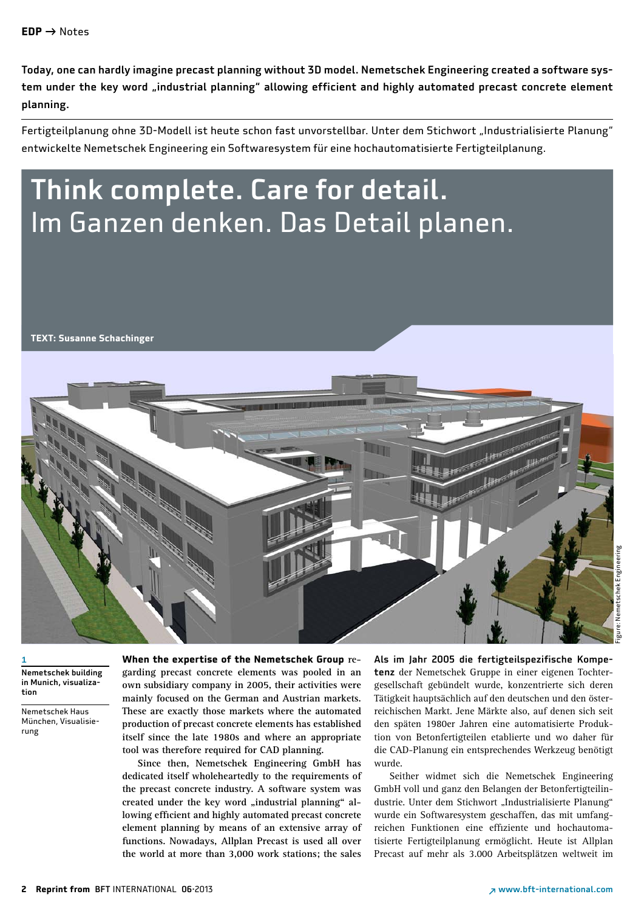**Today, one can hardly imagine precast planning without 3D model. Nemetschek Engineering created a software system under the key word „industrial planning" allowing efficient and highly automated precast concrete element planning.**

Fertigteilplanung ohne 3D-Modell ist heute schon fast unvorstellbar. Unter dem Stichwort „Industrialisierte Planung" entwickelte Nemetschek Engineering ein Softwaresystem für eine hochautomatisierte Fertigteilplanung.

# Think complete. Care for detail.
# Im Ganzen denken. Das Detail planen.

**TEXT: Susanne Schachinger**

Figure: Nemetschek Engineering

**1**
**Nemetschek building in Munich, visualization**

Nemetschek Haus München, Visualisierung

**When the expertise of the Nemetschek Group** regarding precast concrete elements was pooled in an own subsidiary company in 2005, their activities were mainly focused on the German and Austrian markets. These are exactly those markets where the automated production of precast concrete elements has established itself since the late 1980s and where an appropriate tool was therefore required for CAD planning.

Since then, Nemetschek Engineering GmbH has dedicated itself wholeheartedly to the requirements of the precast concrete industry. A software system was created under the key word „industrial planning" allowing efficient and highly automated precast concrete element planning by means of an extensive array of functions. Nowadays, Allplan Precast is used all over the world at more than 3,000 work stations; the sales

**Als im Jahr 2005 die fertigteilspezifische Kompetenz** der Nemetschek Gruppe in einer eigenen Tochtergesellschaft gebündelt wurde, konzentrierte sich deren Tätigkeit hauptsächlich auf den deutschen und den österreichischen Markt. Jene Märkte also, auf denen sich seit den späten 1980er Jahren eine automatisierte Produktion von Betonfertigteilen etablierte und wo daher für die CAD-Planung ein entsprechendes Werkzeug benötigt wurde.

Seither widmet sich die Nemetschek Engineering GmbH voll und ganz den Belangen der Betonfertigteilindustrie. Unter dem Stichwort „Industrialisierte Planung" wurde ein Softwaresystem geschaffen, das mit umfangreichen Funktionen eine effiziente und hochautomatisierte Fertigteilplanung ermöglicht. Heute ist Allplan Precast auf mehr als 3.000 Arbeitsplätzen weltweit im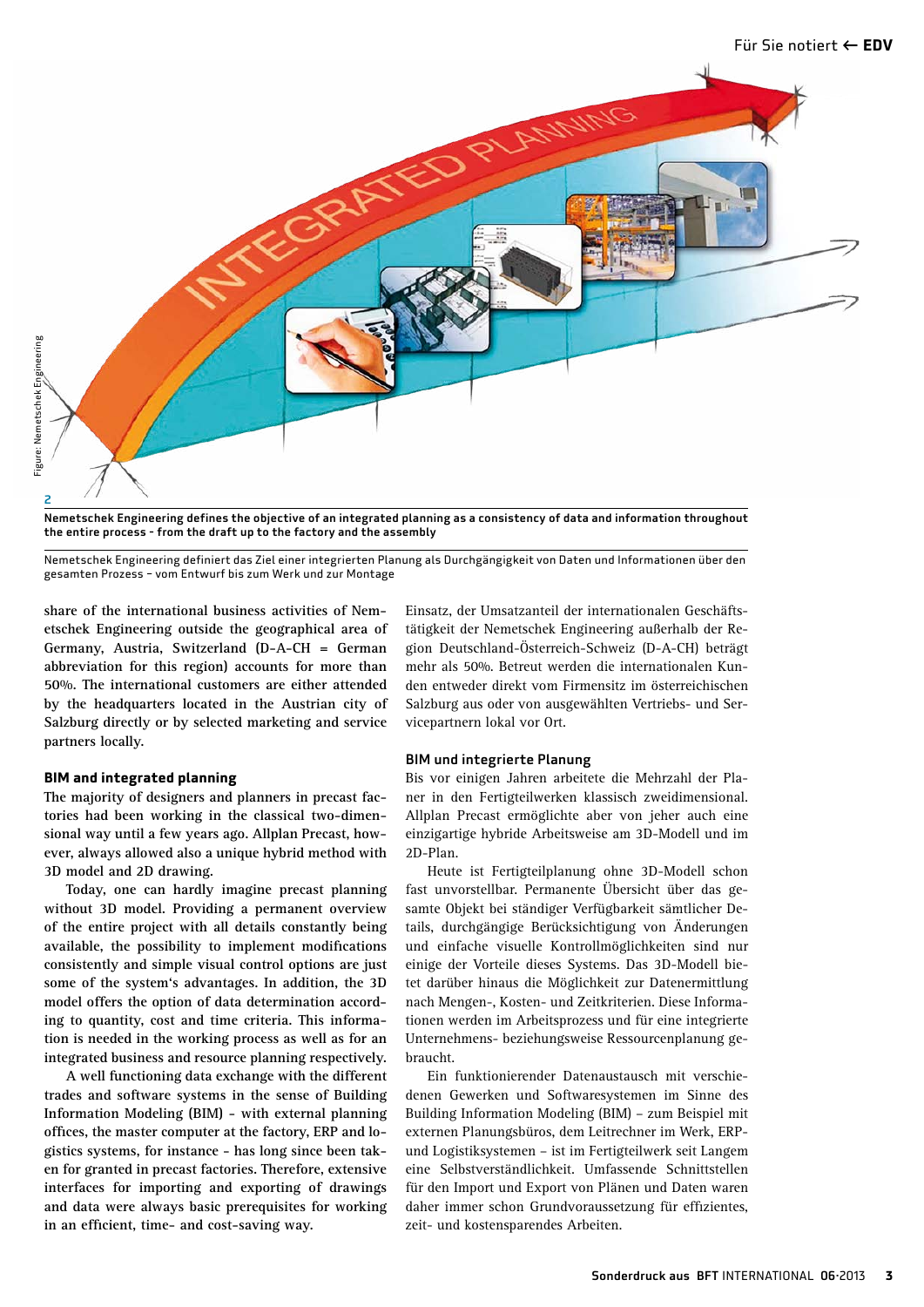2

**Nemetschek Engineering defines the objective of an integrated planning as a consistency of data and information throughout the entire process - from the draft up to the factory and the assembly**

Nemetschek Engineering definiert das Ziel einer integrierten Planung als Durchgängigkeit von Daten und Informationen über den gesamten Prozess – vom Entwurf bis zum Werk und zur Montage

share of the international business activities of Nemetschek Engineering outside the geographical area of Germany, Austria, Switzerland (D-A-CH = German abbreviation for this region) accounts for more than 50%. The international customers are either attended by the headquarters located in the Austrian city of Salzburg directly or by selected marketing and service partners locally.

### BIM and integrated planning

The majority of designers and planners in precast factories had been working in the classical two-dimensional way until a few years ago. Allplan Precast, however, always allowed also a unique hybrid method with 3D model and 2D drawing.

Today, one can hardly imagine precast planning without 3D model. Providing a permanent overview of the entire project with all details constantly being available, the possibility to implement modifications consistently and simple visual control options are just some of the system's advantages. In addition, the 3D model offers the option of data determination according to quantity, cost and time criteria. This information is needed in the working process as well as for an integrated business and resource planning respectively.

A well functioning data exchange with the different trades and software systems in the sense of Building Information Modeling (BIM) - with external planning offices, the master computer at the factory, ERP and logistics systems, for instance - has long since been taken for granted in precast factories. Therefore, extensive interfaces for importing and exporting of drawings and data were always basic prerequisites for working in an efficient, time- and cost-saving way.

Einsatz, der Umsatzanteil der internationalen Geschäftstätigkeit der Nemetschek Engineering außerhalb der Region Deutschland-Österreich-Schweiz (D-A-CH) beträgt mehr als 50%. Betreut werden die internationalen Kunden entweder direkt vom Firmensitz im österreichischen Salzburg aus oder von ausgewählten Vertriebs- und Servicepartnern lokal vor Ort.

### BIM und integrierte Planung

Bis vor einigen Jahren arbeitete die Mehrzahl der Planer in den Fertigteilwerken klassisch zweidimensional. Allplan Precast ermöglichte aber von jeher auch eine einzigartige hybride Arbeitsweise am 3D-Modell und im 2D-Plan.

Heute ist Fertigteilplanung ohne 3D-Modell schon fast unvorstellbar. Permanente Übersicht über das gesamte Objekt bei ständiger Verfügbarkeit sämtlicher Details, durchgängige Berücksichtigung von Änderungen und einfache visuelle Kontrollmöglichkeiten sind nur einige der Vorteile dieses Systems. Das 3D-Modell bietet darüber hinaus die Möglichkeit zur Datenermittlung nach Mengen-, Kosten- und Zeitkriterien. Diese Informationen werden im Arbeitsprozess und für eine integrierte Unternehmens- beziehungsweise Ressourcenplanung gebraucht.

Ein funktionierender Datenaustausch mit verschiedenen Gewerken und Softwaresystemen im Sinne des Building Information Modeling (BIM) – zum Beispiel mit externen Planungsbüros, dem Leitrechner im Werk, ERP- und Logistiksystemen – ist im Fertigteilwerk seit Langem eine Selbstverständlichkeit. Umfassende Schnittstellen für den Import und Export von Plänen und Daten waren daher immer schon Grundvoraussetzung für effizientes, zeit- und kostensparendes Arbeiten.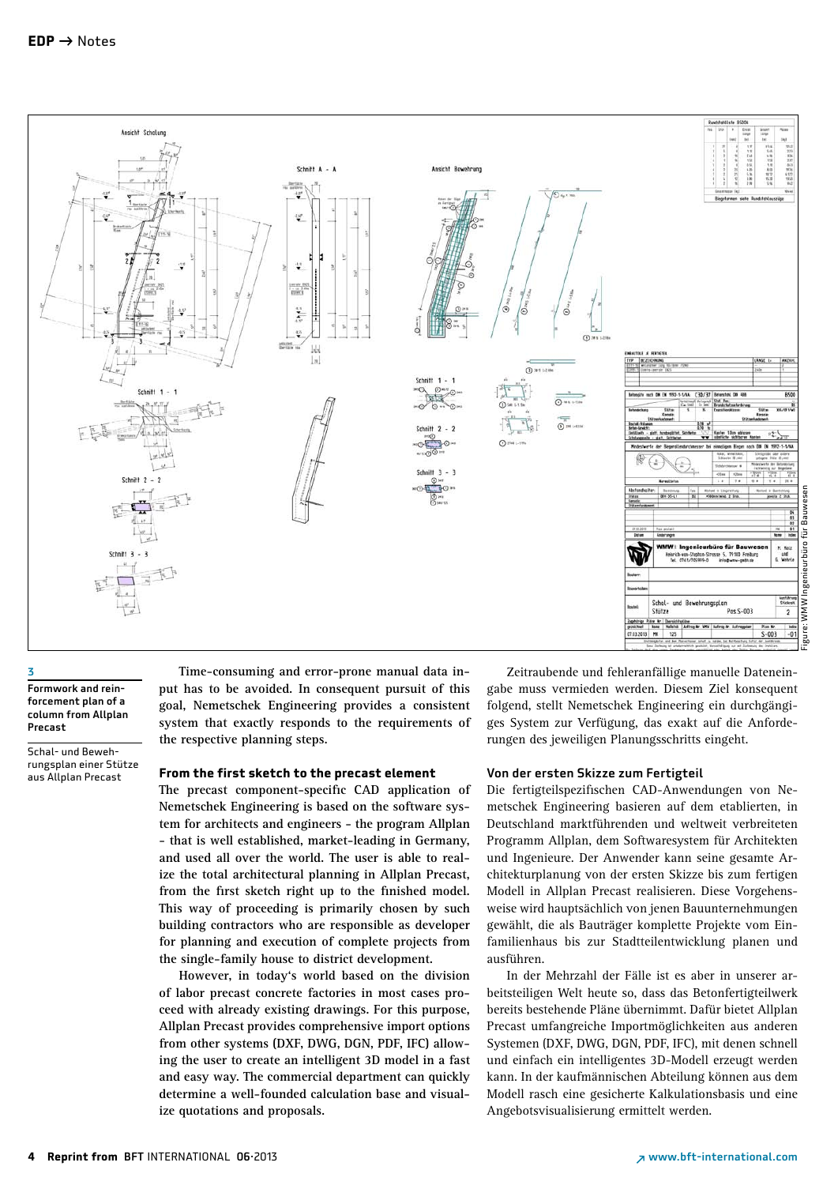**3**

**Formwork and reinforcement plan of a column from Allplan Precast**

Schal- und Bewehrungsplan einer Stütze aus Allplan Precast

Figure: WMW Ingenieurbüro für Bauwesen

Time-consuming and error-prone manual data input has to be avoided. In consequent pursuit of this goal, Nemetschek Engineering provides a consistent system that exactly responds to the requirements of the respective planning steps.

## From the first sketch to the precast element

The precast component-specific CAD application of Nemetschek Engineering is based on the software system for architects and engineers - the program Allplan - that is well established, market-leading in Germany, and used all over the world. The user is able to realize the total architectural planning in Allplan Precast, from the first sketch right up to the finished model. This way of proceeding is primarily chosen by such building contractors who are responsible as developer for planning and execution of complete projects from the single-family house to district development.

However, in today's world based on the division of labor precast concrete factories in most cases proceed with already existing drawings. For this purpose, Allplan Precast provides comprehensive import options from other systems (DXF, DWG, DGN, PDF, IFC) allowing the user to create an intelligent 3D model in a fast and easy way. The commercial department can quickly determine a well-founded calculation base and visualize quotations and proposals.

Zeitraubende und fehleranfällige manuelle Dateneingabe muss vermieden werden. Diesem Ziel konsequent folgend, stellt Nemetschek Engineering ein durchgängiges System zur Verfügung, das exakt auf die Anforderungen des jeweiligen Planungsschritts eingeht.

## Von der ersten Skizze zum Fertigteil

Die fertigteilspezifischen CAD-Anwendungen von Nemetschek Engineering basieren auf dem etablierten, in Deutschland marktführenden und weltweit verbreiteten Programm Allplan, dem Softwaresystem für Architekten und Ingenieure. Der Anwender kann seine gesamte Architekturplanung von der ersten Skizze bis zum fertigen Modell in Allplan Precast realisieren. Diese Vorgehensweise wird hauptsächlich von jenen Bauunternehmungen gewählt, die als Bauträger komplette Projekte vom Einfamilienhaus bis zur Stadtteilentwicklung planen und ausführen.

In der Mehrzahl der Fälle ist es aber in unserer arbeitsteiligen Welt heute so, dass das Betonfertigteilwerk bereits bestehende Pläne übernimmt. Dafür bietet Allplan Precast umfangreiche Importmöglichkeiten aus anderen Systemen (DXF, DWG, DGN, PDF, IFC), mit denen schnell und einfach ein intelligentes 3D-Modell erzeugt werden kann. In der kaufmännischen Abteilung können aus dem Modell rasch eine gesicherte Kalkulationsbasis und eine Angebotsvisualisierung ermittelt werden.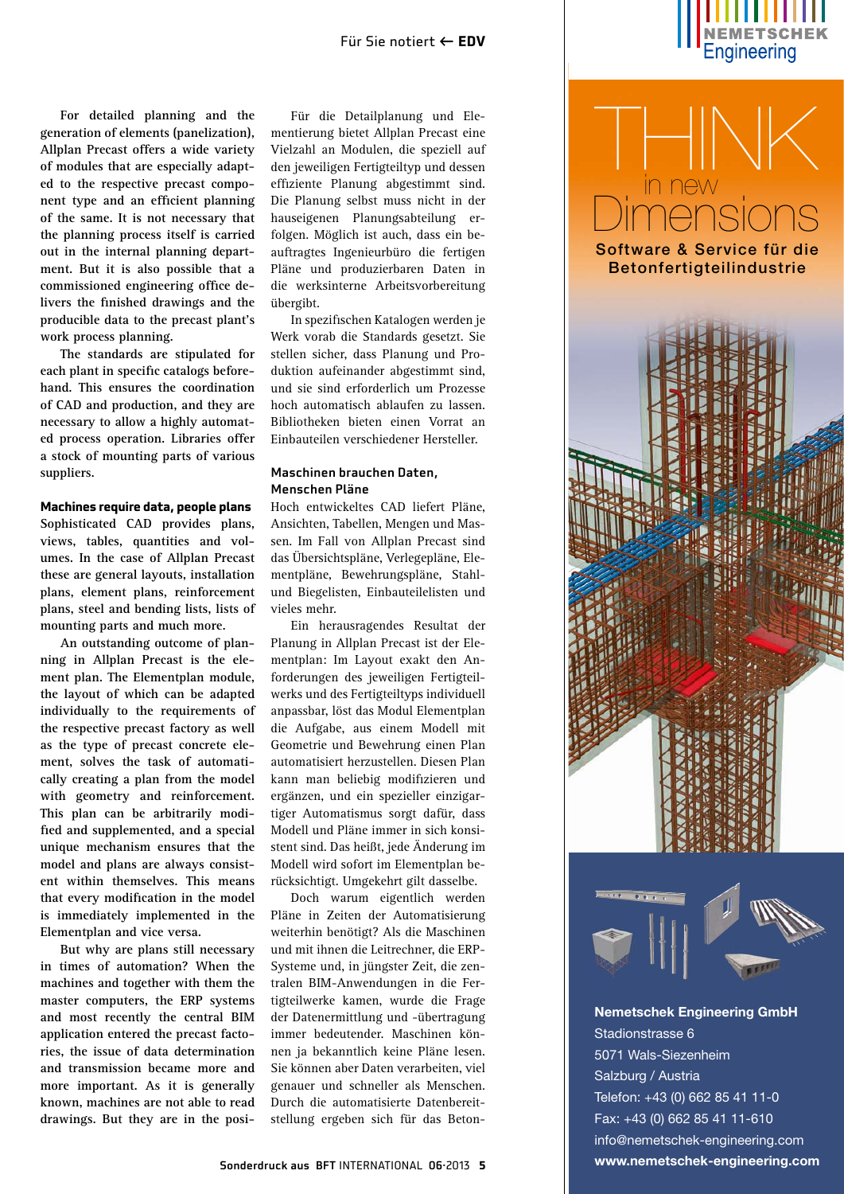For detailed planning and the generation of elements (panelization), Allplan Precast offers a wide variety of modules that are especially adapted to the respective precast component type and an efficient planning of the same. It is not necessary that the planning process itself is carried out in the internal planning department. But it is also possible that a commissioned engineering office delivers the finished drawings and the producible data to the precast plant's work process planning.

The standards are stipulated for each plant in specific catalogs beforehand. This ensures the coordination of CAD and production, and they are necessary to allow a highly automated process operation. Libraries offer a stock of mounting parts of various suppliers.

**Machines require data, people plans**

Sophisticated CAD provides plans, views, tables, quantities and volumes. In the case of Allplan Precast these are general layouts, installation plans, element plans, reinforcement plans, steel and bending lists, lists of mounting parts and much more.

An outstanding outcome of planning in Allplan Precast is the element plan. The Elementplan module, the layout of which can be adapted individually to the requirements of the respective precast factory as well as the type of precast concrete element, solves the task of automatically creating a plan from the model with geometry and reinforcement. This plan can be arbitrarily modified and supplemented, and a special unique mechanism ensures that the model and plans are always consistent within themselves. This means that every modification in the model is immediately implemented in the Elementplan and vice versa.

But why are plans still necessary in times of automation? When the machines and together with them the master computers, the ERP systems and most recently the central BIM application entered the precast factories, the issue of data determination and transmission became more and more important. As it is generally known, machines are not able to read drawings. But they are in the posi-

Für die Detailplanung und Elementierung bietet Allplan Precast eine Vielzahl an Modulen, die speziell auf den jeweiligen Fertigteiltyp und dessen effiziente Planung abgestimmt sind. Die Planung selbst muss nicht in der hauseigenen Planungsabteilung erfolgen. Möglich ist auch, dass ein beauftragtes Ingenieurbüro die fertigen Pläne und produzierbaren Daten in die werksinterne Arbeitsvorbereitung übergibt.

In spezifischen Katalogen werden je Werk vorab die Standards gesetzt. Sie stellen sicher, dass Planung und Produktion aufeinander abgestimmt sind, und sie sind erforderlich um Prozesse hoch automatisch ablaufen zu lassen. Bibliotheken bieten einen Vorrat an Einbauteilen verschiedener Hersteller.

**Maschinen brauchen Daten, Menschen Pläne**

Hoch entwickeltes CAD liefert Pläne, Ansichten, Tabellen, Mengen und Massen. Im Fall von Allplan Precast sind das Übersichtspläne, Verlegepläne, Elementpläne, Bewehrungspläne, Stahl- und Biegelisten, Einbauteilelisten und vieles mehr.

Ein herausragendes Resultat der Planung in Allplan Precast ist der Elementplan: Im Layout exakt den Anforderungen des jeweiligen Fertigteilwerks und des Fertigteiltyps individuell anpassbar, löst das Modul Elementplan die Aufgabe, aus einem Modell mit Geometrie und Bewehrung einen Plan automatisiert herzustellen. Diesen Plan kann man beliebig modifizieren und ergänzen, und ein spezieller einzigartiger Automatismus sorgt dafür, dass Modell und Pläne immer in sich konsistent sind. Das heißt, jede Änderung im Modell wird sofort im Elementplan berücksichtigt. Umgekehrt gilt dasselbe.

Doch warum eigentlich werden Pläne in Zeiten der Automatisierung weiterhin benötigt? Als die Maschinen und mit ihnen die Leitrechner, die ERP-Systeme und, in jüngster Zeit, die zentralen BIM-Anwendungen in die Fertigteilwerke kamen, wurde die Frage der Datenermittlung und -übertragung immer bedeutender. Maschinen können ja bekanntlich keine Pläne lesen. Sie können aber Daten verarbeiten, viel genauer und schneller als Menschen. Durch die automatisierte Datenbereitstellung ergeben sich für das Beton-

NEMETSCHEK Engineering

THINK in new Dimensions

Software & Service für die Betonfertigteilindustrie

**Nemetschek Engineering GmbH**
Stadionstrasse 6
5071 Wals-Siezenheim
Salzburg / Austria
Telefon: +43 (0) 662 85 41 11-0
Fax: +43 (0) 662 85 41 11-610
info@nemetschek-engineering.com
**www.nemetschek-engineering.com**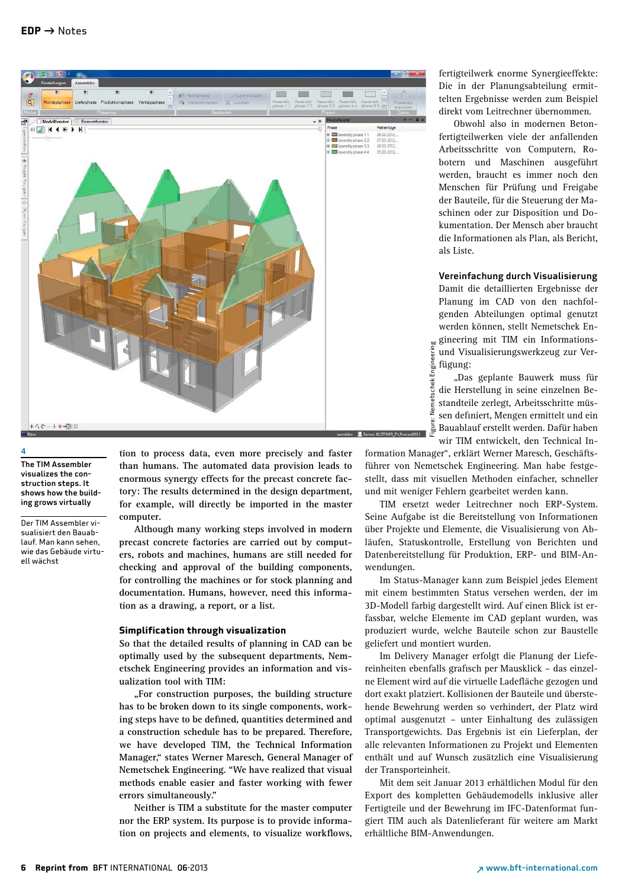fertigteilwerk enorme Synergieeffekte: Die in der Planungsabteilung ermittelten Ergebnisse werden zum Beispiel direkt vom Leitrechner übernommen.

Obwohl also in modernen Betonfertigteilwerken viele der anfallenden Arbeitsschritte von Computern, Robotern und Maschinen ausgeführt werden, braucht es immer noch den Menschen für Prüfung und Freigabe der Bauteile, für die Steuerung der Maschinen oder zur Disposition und Dokumentation. Der Mensch aber braucht die Informationen als Plan, als Bericht, als Liste.

### Vereinfachung durch Visualisierung

Damit die detaillierten Ergebnisse der Planung im CAD von den nachfolgenden Abteilungen optimal genutzt werden können, stellt Nemetschek Engineering mit TIM ein Informations- und Visualisierungswerkzeug zur Verfügung:

„Das geplante Bauwerk muss für die Herstellung in seine einzelnen Bestandteile zerlegt, Arbeitsschritte müssen definiert, Mengen ermittelt und ein Bauablauf erstellt werden. Dafür haben wir TIM entwickelt, den Technical Information Manager", erklärt Werner Maresch, Geschäftsführer von Nemetschek Engineering. Man habe festgestellt, dass mit visuellen Methoden einfacher, schneller und mit weniger Fehlern gearbeitet werden kann.

TIM ersetzt weder Leitrechner noch ERP-System. Seine Aufgabe ist die Bereitstellung von Informationen über Projekte und Elemente, die Visualisierung von Abläufen, Statuskontrolle, Erstellung von Berichten und Datenbereitstellung für Produktion, ERP- und BIM-Anwendungen.

Im Status-Manager kann zum Beispiel jedes Element mit einem bestimmten Status versehen werden, der im 3D-Modell farbig dargestellt wird. Auf einen Blick ist erfassbar, welche Elemente im CAD geplant wurden, was produziert wurde, welche Bauteile schon zur Baustelle geliefert und montiert wurden.

Im Delivery Manager erfolgt die Planung der Liefereinheiten ebenfalls grafisch per Mausklick – das einzelne Element wird auf die virtuelle Ladefläche gezogen und dort exakt platziert. Kollisionen der Bauteile und überstehende Bewehrung werden so verhindert, der Platz wird optimal ausgenutzt – unter Einhaltung des zulässigen Transportgewichts. Das Ergebnis ist ein Lieferplan, der alle relevanten Informationen zu Projekt und Elementen enthält und auf Wunsch zusätzlich eine Visualisierung der Transporteinheit.

Mit dem seit Januar 2013 erhältlichen Modul für den Export des kompletten Gebäudemodells inklusive aller Fertigteile und der Bewehrung im IFC-Datenformat fungiert TIM auch als Datenlieferant für weitere am Markt erhältliche BIM-Anwendungen.

Figure: Nemetschek Engineering

**4**

**The TIM Assembler visualizes the construction steps. It shows how the building grows virtually**

Der TIM Assembler visualisiert den Bauablauf. Man kann sehen, wie das Gebäude virtuell wächst

tion to process data, even more precisely and faster than humans. The automated data provision leads to enormous synergy effects for the precast concrete factory: The results determined in the design department, for example, will directly be imported in the master computer.

Although many working steps involved in modern precast concrete factories are carried out by computers, robots and machines, humans are still needed for checking and approval of the building components, for controlling the machines or for stock planning and documentation. Humans, however, need this information as a drawing, a report, or a list.

### Simplification through visualization

So that the detailed results of planning in CAD can be optimally used by the subsequent departments, Nemetschek Engineering provides an information and visualization tool with TIM:

„For construction purposes, the building structure has to be broken down to its single components, working steps have to be defined, quantities determined and a construction schedule has to be prepared. Therefore, we have developed TIM, the Technical Information Manager," states Werner Maresch, General Manager of Nemetschek Engineering. "We have realized that visual methods enable easier and faster working with fewer errors simultaneously."

Neither is TIM a substitute for the master computer nor the ERP system. Its purpose is to provide information on projects and elements, to visualize workflows,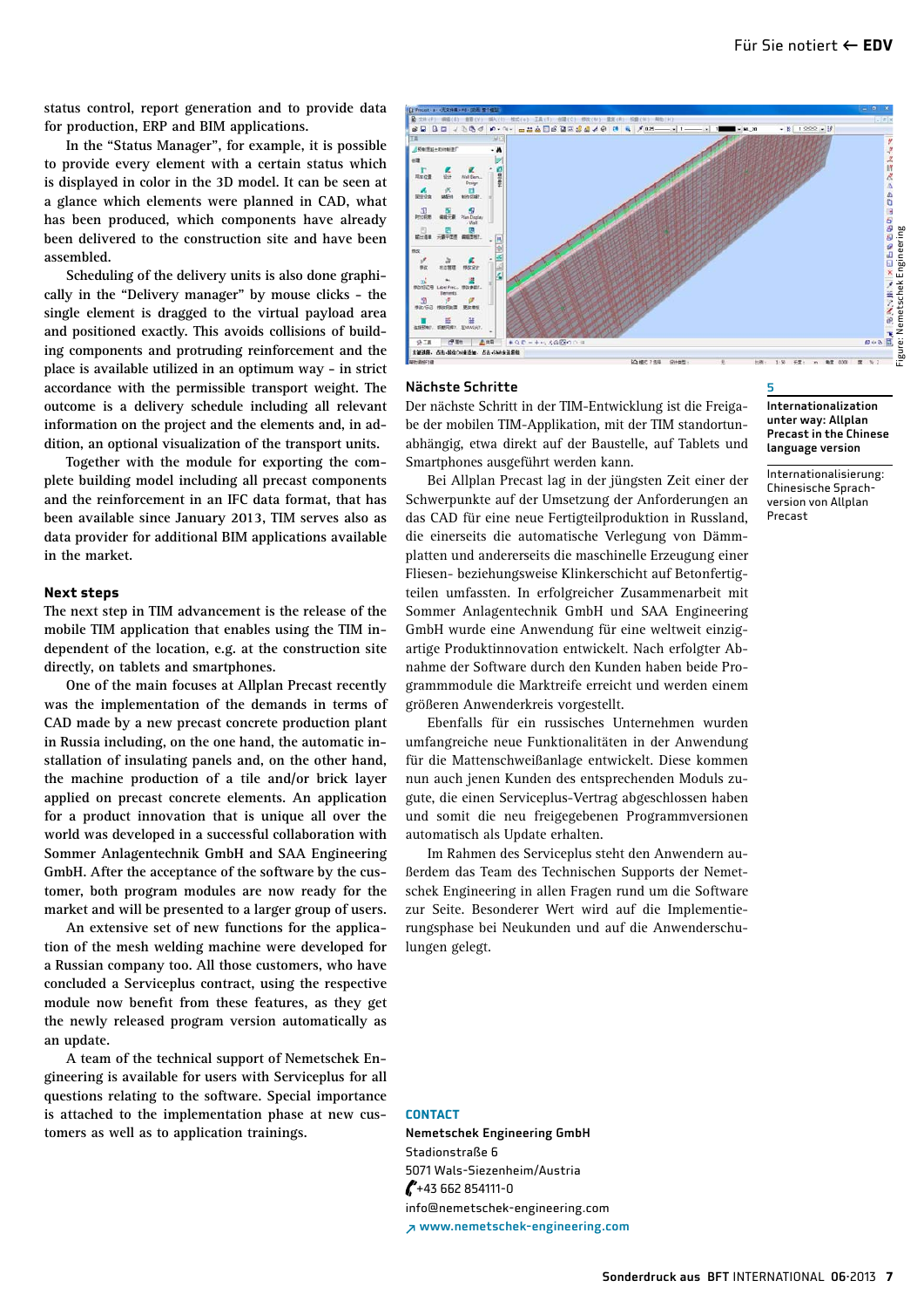status control, report generation and to provide data for production, ERP and BIM applications.

In the "Status Manager", for example, it is possible to provide every element with a certain status which is displayed in color in the 3D model. It can be seen at a glance which elements were planned in CAD, what has been produced, which components have already been delivered to the construction site and have been assembled.

Scheduling of the delivery units is also done graphically in the "Delivery manager" by mouse clicks - the single element is dragged to the virtual payload area and positioned exactly. This avoids collisions of building components and protruding reinforcement and the place is available utilized in an optimum way - in strict accordance with the permissible transport weight. The outcome is a delivery schedule including all relevant information on the project and the elements and, in addition, an optional visualization of the transport units.

Together with the module for exporting the complete building model including all precast components and the reinforcement in an IFC data format, that has been available since January 2013, TIM serves also as data provider for additional BIM applications available in the market.

### Next steps

The next step in TIM advancement is the release of the mobile TIM application that enables using the TIM independent of the location, e.g. at the construction site directly, on tablets and smartphones.

One of the main focuses at Allplan Precast recently was the implementation of the demands in terms of CAD made by a new precast concrete production plant in Russia including, on the one hand, the automatic installation of insulating panels and, on the other hand, the machine production of a tile and/or brick layer applied on precast concrete elements. An application for a product innovation that is unique all over the world was developed in a successful collaboration with Sommer Anlagentechnik GmbH and SAA Engineering GmbH. After the acceptance of the software by the customer, both program modules are now ready for the market and will be presented to a larger group of users.

An extensive set of new functions for the application of the mesh welding machine were developed for a Russian company too. All those customers, who have concluded a Serviceplus contract, using the respective module now benefit from these features, as they get the newly released program version automatically as an update.

A team of the technical support of Nemetschek Engineering is available for users with Serviceplus for all questions relating to the software. Special importance is attached to the implementation phase at new customers as well as to application trainings.

Figure: Nemetschek Engineering

**5**
**Internationalization unter way: Allplan Precast in the Chinese language version**

Internationalisierung: Chinesische Sprachversion von Allplan Precast

### Nächste Schritte

Der nächste Schritt in der TIM-Entwicklung ist die Freigabe der mobilen TIM-Applikation, mit der TIM standortunabhängig, etwa direkt auf der Baustelle, auf Tablets und Smartphones ausgeführt werden kann.

Bei Allplan Precast lag in der jüngsten Zeit einer der Schwerpunkte auf der Umsetzung der Anforderungen an das CAD für eine neue Fertigteilproduktion in Russland, die einerseits die automatische Verlegung von Dämmplatten und andererseits die maschinelle Erzeugung einer Fliesen- beziehungsweise Klinkerschicht auf Betonfertigteilen umfassten. In erfolgreicher Zusammenarbeit mit Sommer Anlagentechnik GmbH und SAA Engineering GmbH wurde eine Anwendung für eine weltweit einzigartige Produktinnovation entwickelt. Nach erfolgter Abnahme der Software durch den Kunden haben beide Programmmodule die Marktreife erreicht und werden einem größeren Anwenderkreis vorgestellt.

Ebenfalls für ein russisches Unternehmen wurden umfangreiche neue Funktionalitäten in der Anwendung für die Mattenschweißanlage entwickelt. Diese kommen nun auch jenen Kunden des entsprechenden Moduls zugute, die einen Serviceplus-Vertrag abgeschlossen haben und somit die neu freigegebenen Programmversionen automatisch als Update erhalten.

Im Rahmen des Serviceplus steht den Anwendern außerdem das Team des Technischen Supports der Nemetschek Engineering in allen Fragen rund um die Software zur Seite. Besonderer Wert wird auf die Implementierungsphase bei Neukunden und auf die Anwenderschulungen gelegt.

**CONTACT**

**Nemetschek Engineering GmbH**
Stadionstraße 6
5071 Wals-Siezenheim/Austria
+43 662 854111-0
info@nemetschek-engineering.com
www.nemetschek-engineering.com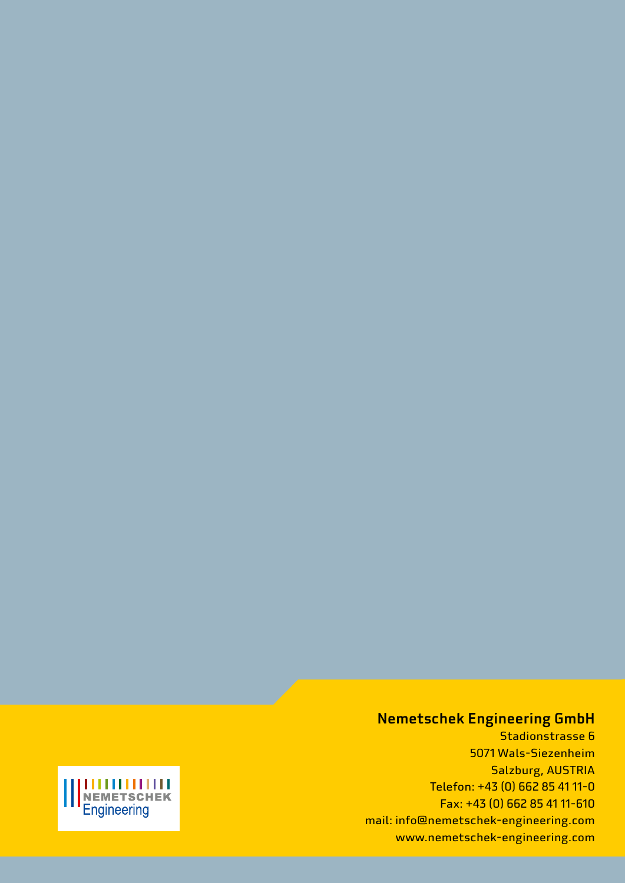**Nemetschek Engineering GmbH**

Stadionstrasse 6
5071 Wals-Siezenheim
Salzburg, AUSTRIA
Telefon: +43 (0) 662 85 41 11-0
Fax: +43 (0) 662 85 41 11-610
mail: info@nemetschek-engineering.com
www.nemetschek-engineering.com

NEMETSCHEK Engineering